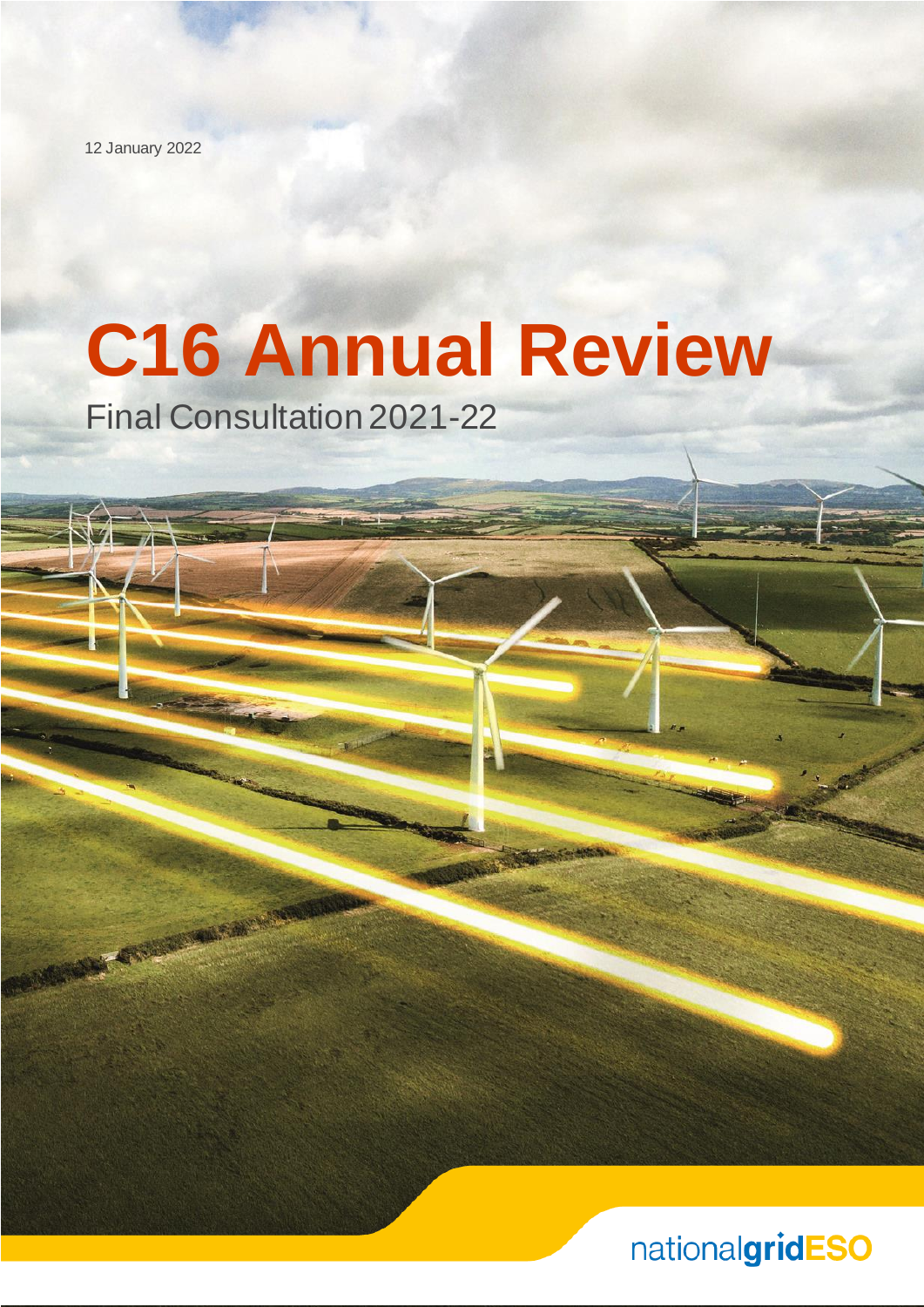12 January 2022

# C16 Annual Review

Final Consultation 2021-22

nationalgridESO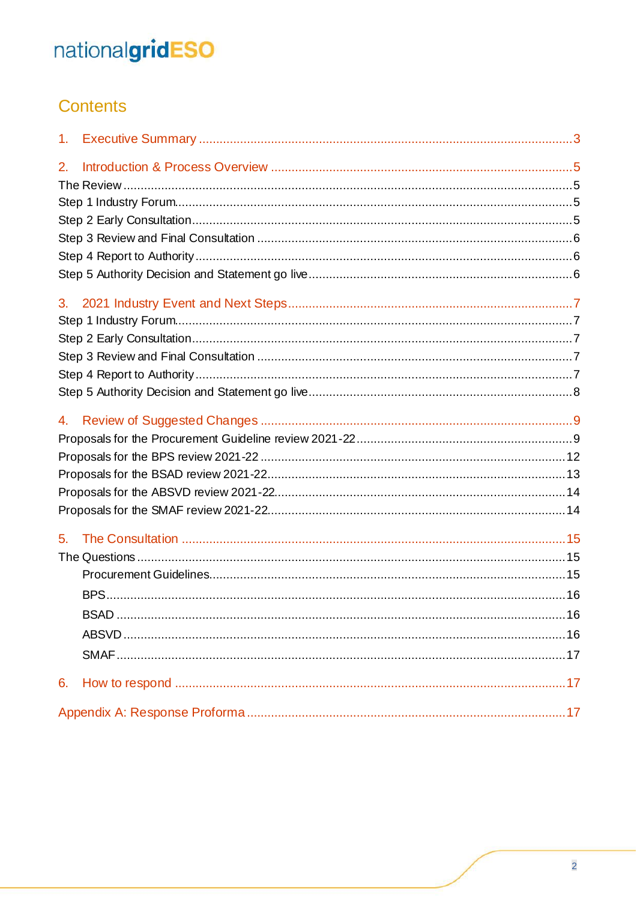# Contents

1. Executive Summary ....................................................................................................3

2. Introduction & Process Overview ...............................................................................5

The Review ......................................................................................................................5

Step 1 Industry Forum.......................................................................................................5

Step 2 Early Consultation..................................................................................................5

Step 3 Review and Final Consultation ................................................................................6

Step 4 Report to Authority..................................................................................................6

Step 5 Authority Decision and Statement go live..................................................................6

3. 2021 Industry Event and Next Steps...........................................................................7

Step 1 Industry Forum.......................................................................................................7

Step 2 Early Consultation..................................................................................................7

Step 3 Review and Final Consultation ................................................................................7

Step 4 Report to Authority..................................................................................................7

Step 5 Authority Decision and Statement go live..................................................................8

4. Review of Suggested Changes ..................................................................................9

Proposals for the Procurement Guideline review 2021-22....................................................9

Proposals for the BPS review 2021-22 ..............................................................................12

Proposals for the BSAD review 2021-22............................................................................13

Proposals for the ABSVD review 2021-22...........................................................................14

Proposals for the SMAF review 2021-22.............................................................................14

5. The Consultation .......................................................................................................15

The Questions .................................................................................................................15

- Procurement Guidelines.............................................................................................15
- BPS..........................................................................................................................16
- BSAD .......................................................................................................................16
- ABSVD .....................................................................................................................16
- SMAF .......................................................................................................................17

6. How to respond .........................................................................................................17

Appendix A: Response Proforma ...................................................................................17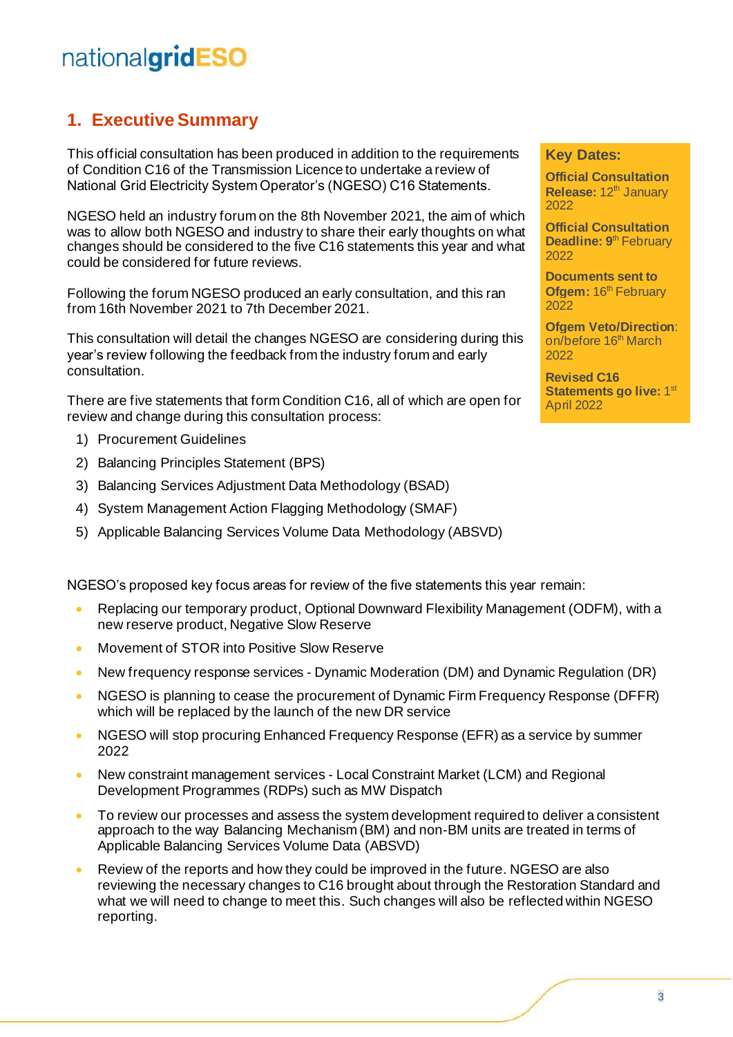## 1. Executive Summary

This official consultation has been produced in addition to the requirements of Condition C16 of the Transmission Licence to undertake a review of National Grid Electricity System Operator's (NGESO) C16 Statements.

NGESO held an industry forum on the 8th November 2021, the aim of which was to allow both NGESO and industry to share their early thoughts on what changes should be considered to the five C16 statements this year and what could be considered for future reviews.

Following the forum NGESO produced an early consultation, and this ran from 16th November 2021 to 7th December 2021.

This consultation will detail the changes NGESO are considering during this year's review following the feedback from the industry forum and early consultation.

There are five statements that form Condition C16, all of which are open for review and change during this consultation process:

1) Procurement Guidelines
2) Balancing Principles Statement (BPS)
3) Balancing Services Adjustment Data Methodology (BSAD)
4) System Management Action Flagging Methodology (SMAF)
5) Applicable Balancing Services Volume Data Methodology (ABSVD)

**Key Dates:**

**Official Consultation Release:** 12th January 2022

**Official Consultation Deadline:** 9th February 2022

**Documents sent to Ofgem:** 16th February 2022

**Ofgem Veto/Direction**: on/before 16th March 2022

**Revised C16 Statements go live:** 1st April 2022

NGESO's proposed key focus areas for review of the five statements this year remain:

- Replacing our temporary product, Optional Downward Flexibility Management (ODFM), with a new reserve product, Negative Slow Reserve
- Movement of STOR into Positive Slow Reserve
- New frequency response services - Dynamic Moderation (DM) and Dynamic Regulation (DR)
- NGESO is planning to cease the procurement of Dynamic Firm Frequency Response (DFFR) which will be replaced by the launch of the new DR service
- NGESO will stop procuring Enhanced Frequency Response (EFR) as a service by summer 2022
- New constraint management services - Local Constraint Market (LCM) and Regional Development Programmes (RDPs) such as MW Dispatch
- To review our processes and assess the system development required to deliver a consistent approach to the way Balancing Mechanism (BM) and non-BM units are treated in terms of Applicable Balancing Services Volume Data (ABSVD)
- Review of the reports and how they could be improved in the future. NGESO are also reviewing the necessary changes to C16 brought about through the Restoration Standard and what we will need to change to meet this. Such changes will also be reflected within NGESO reporting.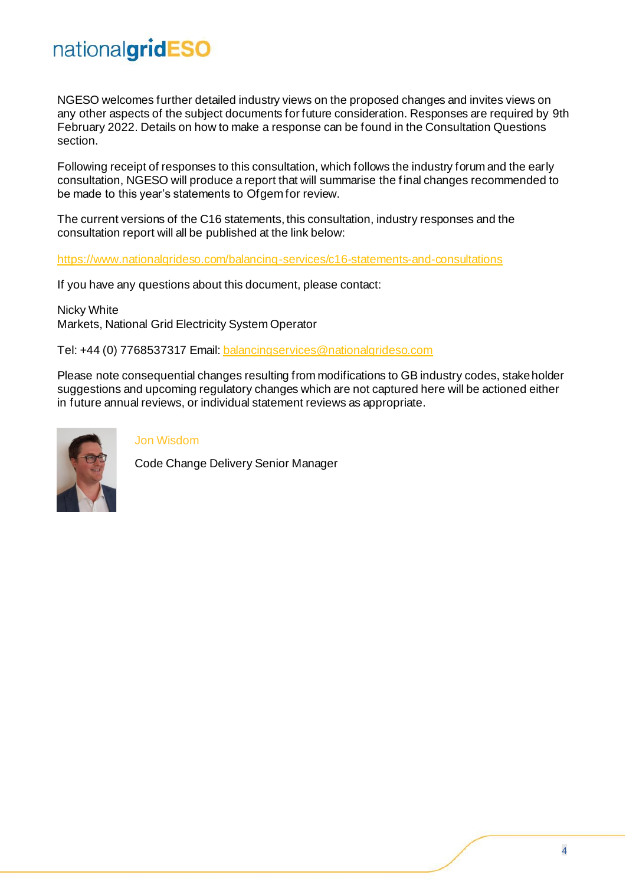NGESO welcomes further detailed industry views on the proposed changes and invites views on any other aspects of the subject documents for future consideration. Responses are required by 9th February 2022. Details on how to make a response can be found in the Consultation Questions section.

Following receipt of responses to this consultation, which follows the industry forum and the early consultation, NGESO will produce a report that will summarise the final changes recommended to be made to this year's statements to Ofgem for review.

The current versions of the C16 statements, this consultation, industry responses and the consultation report will all be published at the link below:

https://www.nationalgrideso.com/balancing-services/c16-statements-and-consultations

If you have any questions about this document, please contact:

Nicky White
Markets, National Grid Electricity System Operator

Tel: +44 (0) 7768537317 Email: balancingservices@nationalgrideso.com

Please note consequential changes resulting from modifications to GB industry codes, stakeholder suggestions and upcoming regulatory changes which are not captured here will be actioned either in future annual reviews, or individual statement reviews as appropriate.

Jon Wisdom

Code Change Delivery Senior Manager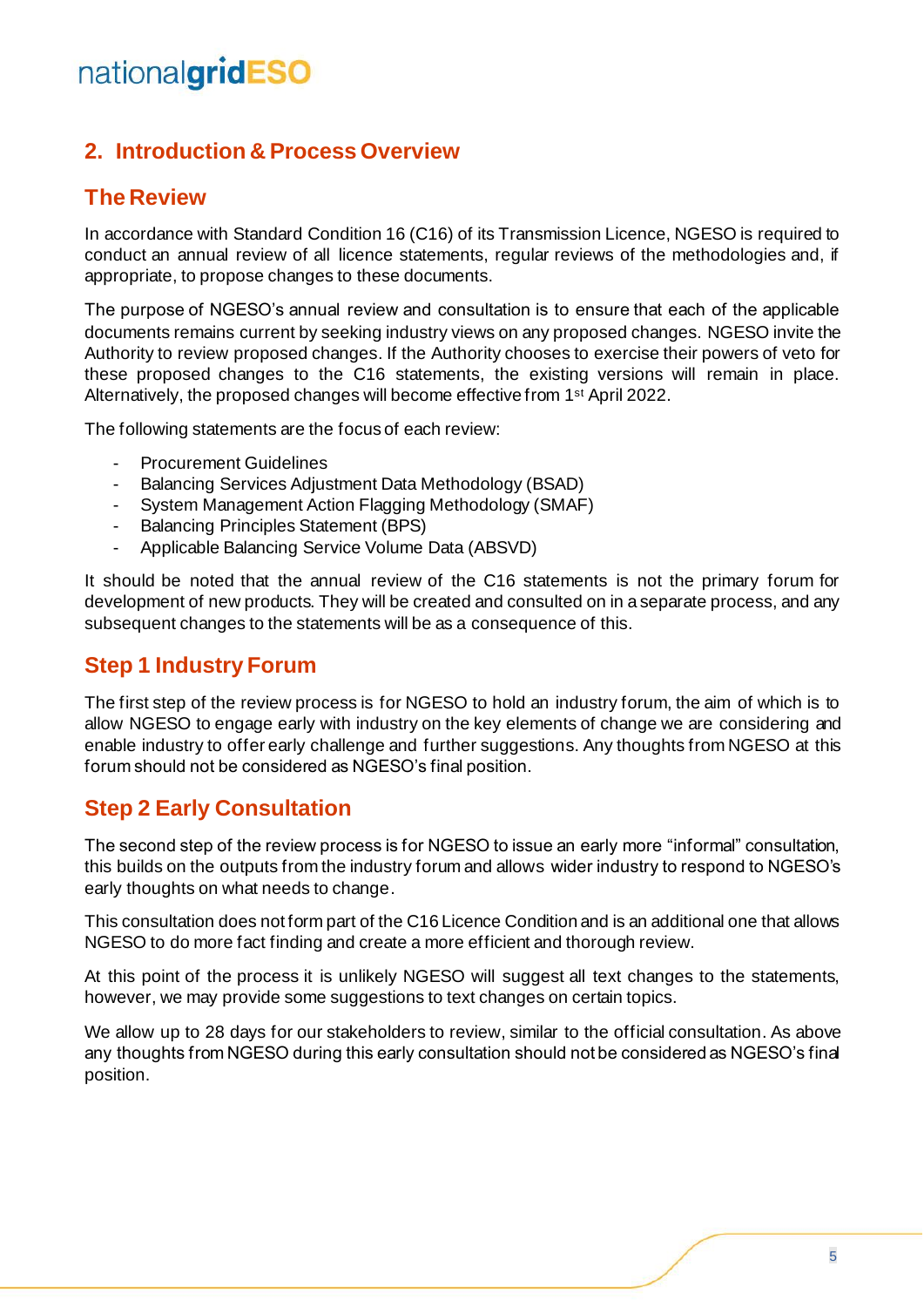## 2. Introduction & Process Overview

### The Review

In accordance with Standard Condition 16 (C16) of its Transmission Licence, NGESO is required to conduct an annual review of all licence statements, regular reviews of the methodologies and, if appropriate, to propose changes to these documents.

The purpose of NGESO's annual review and consultation is to ensure that each of the applicable documents remains current by seeking industry views on any proposed changes. NGESO invite the Authority to review proposed changes. If the Authority chooses to exercise their powers of veto for these proposed changes to the C16 statements, the existing versions will remain in place. Alternatively, the proposed changes will become effective from 1st April 2022.

The following statements are the focus of each review:

- Procurement Guidelines
- Balancing Services Adjustment Data Methodology (BSAD)
- System Management Action Flagging Methodology (SMAF)
- Balancing Principles Statement (BPS)
- Applicable Balancing Service Volume Data (ABSVD)

It should be noted that the annual review of the C16 statements is not the primary forum for development of new products. They will be created and consulted on in a separate process, and any subsequent changes to the statements will be as a consequence of this.

### Step 1 Industry Forum

The first step of the review process is for NGESO to hold an industry forum, the aim of which is to allow NGESO to engage early with industry on the key elements of change we are considering and enable industry to offer early challenge and further suggestions. Any thoughts from NGESO at this forum should not be considered as NGESO's final position.

### Step 2 Early Consultation

The second step of the review process is for NGESO to issue an early more "informal" consultation, this builds on the outputs from the industry forum and allows wider industry to respond to NGESO's early thoughts on what needs to change.

This consultation does not form part of the C16 Licence Condition and is an additional one that allows NGESO to do more fact finding and create a more efficient and thorough review.

At this point of the process it is unlikely NGESO will suggest all text changes to the statements, however, we may provide some suggestions to text changes on certain topics.

We allow up to 28 days for our stakeholders to review, similar to the official consultation. As above any thoughts from NGESO during this early consultation should not be considered as NGESO's final position.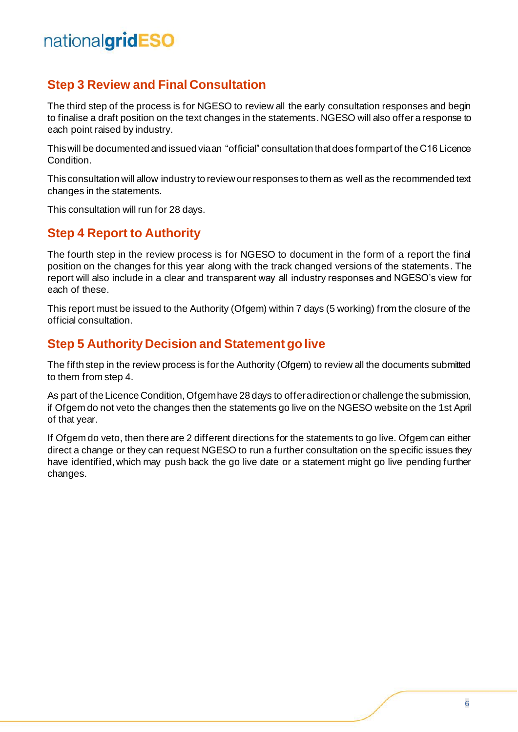## Step 3 Review and Final Consultation

The third step of the process is for NGESO to review all the early consultation responses and begin to finalise a draft position on the text changes in the statements. NGESO will also offer a response to each point raised by industry.

This will be documented and issued via an "official" consultation that does form part of the C16 Licence Condition.

This consultation will allow industry to review our responses to them as well as the recommended text changes in the statements.

This consultation will run for 28 days.

## Step 4 Report to Authority

The fourth step in the review process is for NGESO to document in the form of a report the final position on the changes for this year along with the track changed versions of the statements. The report will also include in a clear and transparent way all industry responses and NGESO's view for each of these.

This report must be issued to the Authority (Ofgem) within 7 days (5 working) from the closure of the official consultation.

## Step 5 Authority Decision and Statement go live

The fifth step in the review process is for the Authority (Ofgem) to review all the documents submitted to them from step 4.

As part of the Licence Condition, Ofgem have 28 days to offer a direction or challenge the submission, if Ofgem do not veto the changes then the statements go live on the NGESO website on the 1st April of that year.

If Ofgem do veto, then there are 2 different directions for the statements to go live. Ofgem can either direct a change or they can request NGESO to run a further consultation on the specific issues they have identified, which may push back the go live date or a statement might go live pending further changes.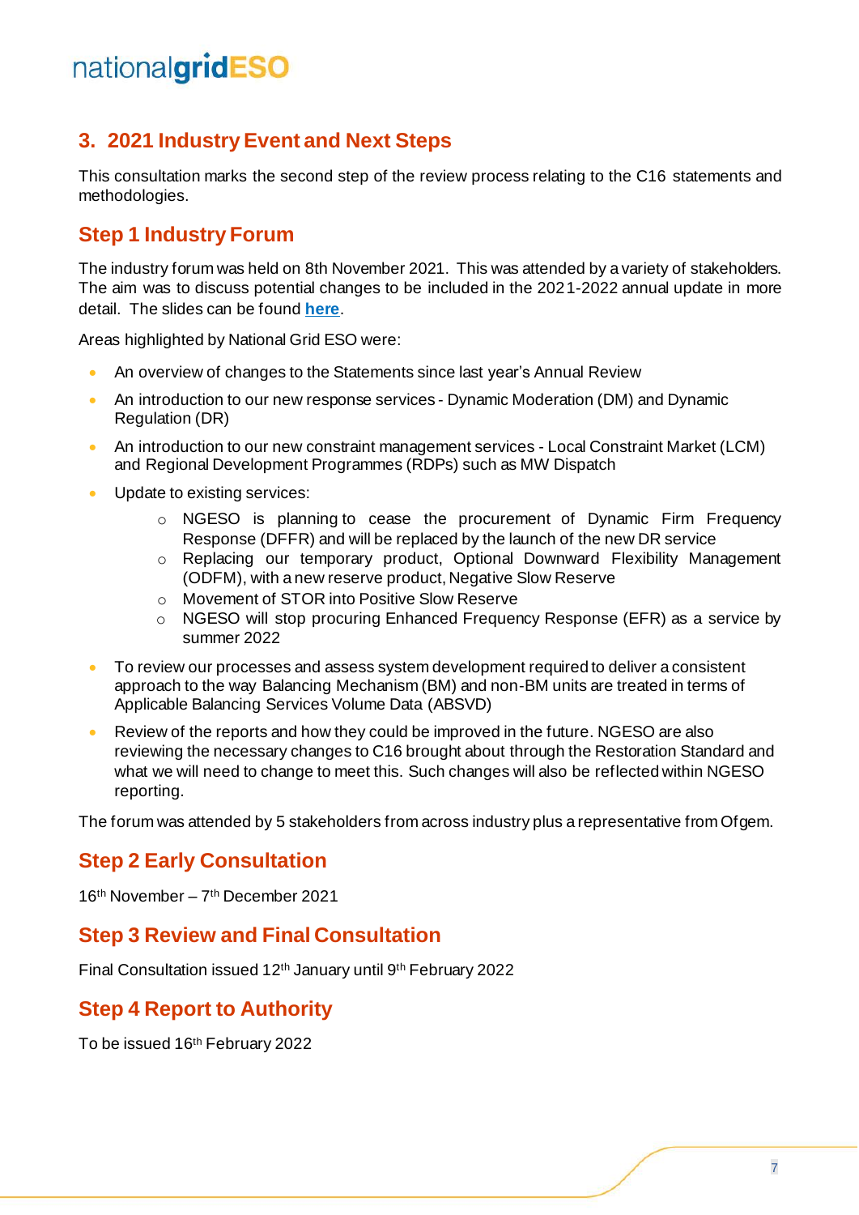## 3. 2021 Industry Event and Next Steps

This consultation marks the second step of the review process relating to the C16 statements and methodologies.

### Step 1 Industry Forum

The industry forum was held on 8th November 2021. This was attended by a variety of stakeholders. The aim was to discuss potential changes to be included in the 2021-2022 annual update in more detail. The slides can be found **here**.

Areas highlighted by National Grid ESO were:

- An overview of changes to the Statements since last year's Annual Review
- An introduction to our new response services - Dynamic Moderation (DM) and Dynamic Regulation (DR)
- An introduction to our new constraint management services - Local Constraint Market (LCM) and Regional Development Programmes (RDPs) such as MW Dispatch
- Update to existing services:
  - NGESO is planning to cease the procurement of Dynamic Firm Frequency Response (DFFR) and will be replaced by the launch of the new DR service
  - Replacing our temporary product, Optional Downward Flexibility Management (ODFM), with a new reserve product, Negative Slow Reserve
  - Movement of STOR into Positive Slow Reserve
  - NGESO will stop procuring Enhanced Frequency Response (EFR) as a service by summer 2022
- To review our processes and assess system development required to deliver a consistent approach to the way Balancing Mechanism (BM) and non-BM units are treated in terms of Applicable Balancing Services Volume Data (ABSVD)
- Review of the reports and how they could be improved in the future. NGESO are also reviewing the necessary changes to C16 brought about through the Restoration Standard and what we will need to change to meet this. Such changes will also be reflected within NGESO reporting.

The forum was attended by 5 stakeholders from across industry plus a representative from Ofgem.

### Step 2 Early Consultation

16th November – 7th December 2021

### Step 3 Review and Final Consultation

Final Consultation issued 12th January until 9th February 2022

### Step 4 Report to Authority

To be issued 16th February 2022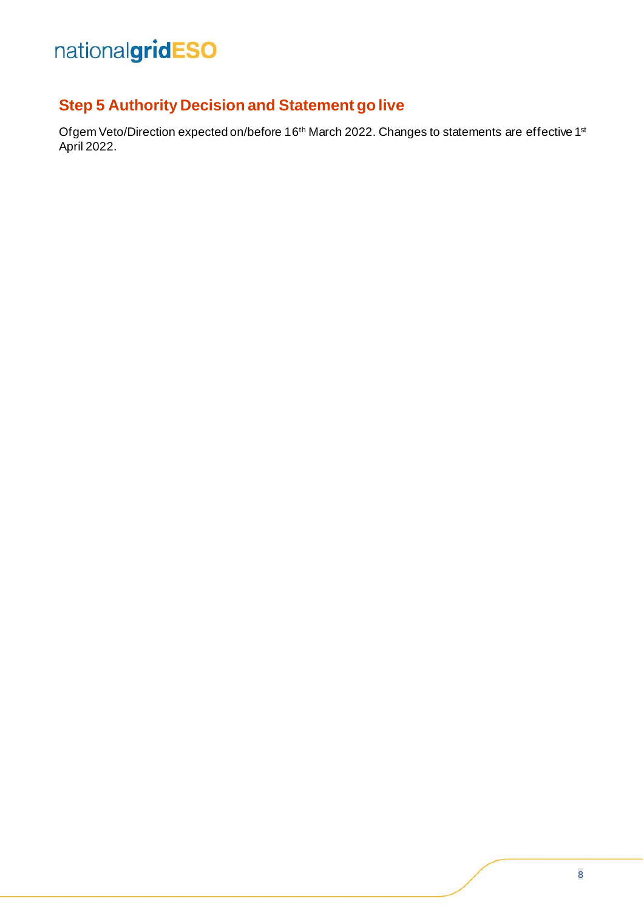## Step 5 Authority Decision and Statement go live

Ofgem Veto/Direction expected on/before 16th March 2022. Changes to statements are effective 1st April 2022.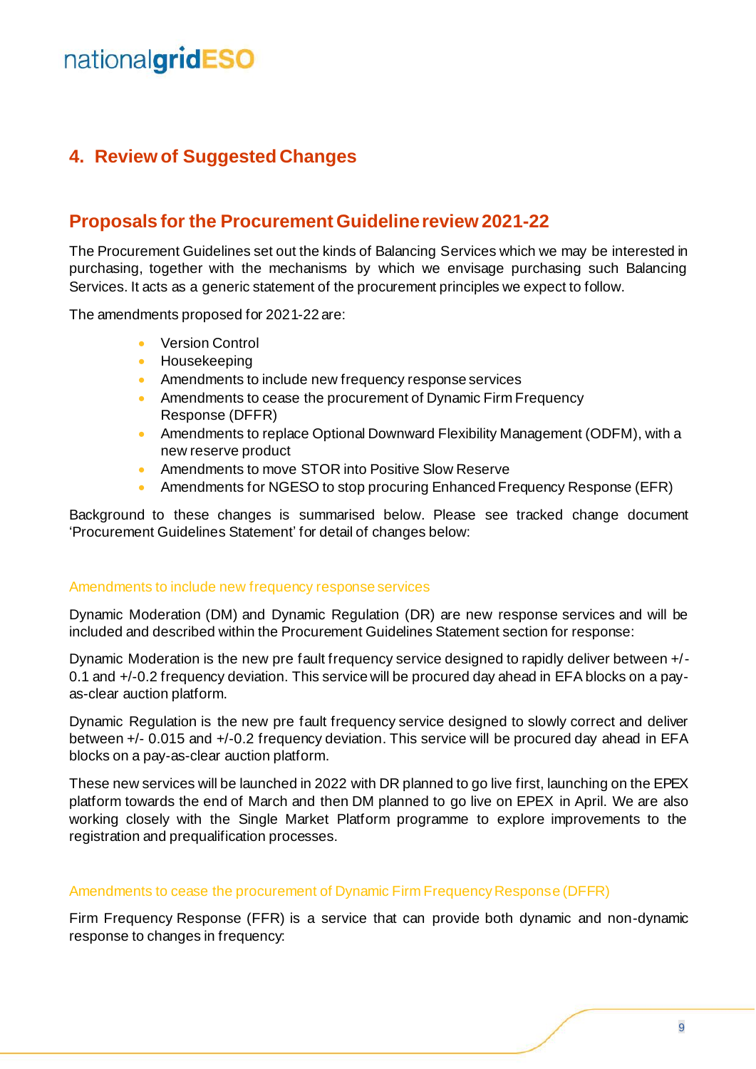## 4. Review of Suggested Changes

## Proposals for the Procurement Guideline review 2021-22

The Procurement Guidelines set out the kinds of Balancing Services which we may be interested in purchasing, together with the mechanisms by which we envisage purchasing such Balancing Services. It acts as a generic statement of the procurement principles we expect to follow.

The amendments proposed for 2021-22 are:

- Version Control
- Housekeeping
- Amendments to include new frequency response services
- Amendments to cease the procurement of Dynamic Firm Frequency Response (DFFR)
- Amendments to replace Optional Downward Flexibility Management (ODFM), with a new reserve product
- Amendments to move STOR into Positive Slow Reserve
- Amendments for NGESO to stop procuring Enhanced Frequency Response (EFR)

Background to these changes is summarised below. Please see tracked change document 'Procurement Guidelines Statement' for detail of changes below:

### Amendments to include new frequency response services

Dynamic Moderation (DM) and Dynamic Regulation (DR) are new response services and will be included and described within the Procurement Guidelines Statement section for response:

Dynamic Moderation is the new pre fault frequency service designed to rapidly deliver between +/- 0.1 and +/-0.2 frequency deviation. This service will be procured day ahead in EFA blocks on a pay-as-clear auction platform.

Dynamic Regulation is the new pre fault frequency service designed to slowly correct and deliver between +/- 0.015 and +/-0.2 frequency deviation. This service will be procured day ahead in EFA blocks on a pay-as-clear auction platform.

These new services will be launched in 2022 with DR planned to go live first, launching on the EPEX platform towards the end of March and then DM planned to go live on EPEX in April. We are also working closely with the Single Market Platform programme to explore improvements to the registration and prequalification processes.

### Amendments to cease the procurement of Dynamic Firm Frequency Response (DFFR)

Firm Frequency Response (FFR) is a service that can provide both dynamic and non-dynamic response to changes in frequency: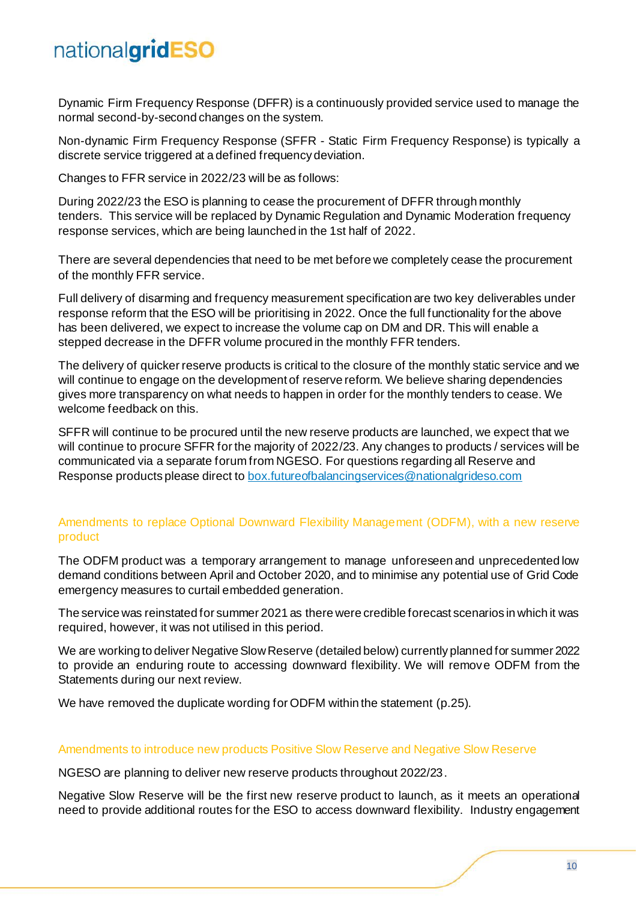Dynamic Firm Frequency Response (DFFR) is a continuously provided service used to manage the normal second-by-second changes on the system.

Non-dynamic Firm Frequency Response (SFFR - Static Firm Frequency Response) is typically a discrete service triggered at a defined frequency deviation.

Changes to FFR service in 2022/23 will be as follows:

During 2022/23 the ESO is planning to cease the procurement of DFFR through monthly tenders. This service will be replaced by Dynamic Regulation and Dynamic Moderation frequency response services, which are being launched in the 1st half of 2022.

There are several dependencies that need to be met before we completely cease the procurement of the monthly FFR service.

Full delivery of disarming and frequency measurement specification are two key deliverables under response reform that the ESO will be prioritising in 2022. Once the full functionality for the above has been delivered, we expect to increase the volume cap on DM and DR. This will enable a stepped decrease in the DFFR volume procured in the monthly FFR tenders.

The delivery of quicker reserve products is critical to the closure of the monthly static service and we will continue to engage on the development of reserve reform. We believe sharing dependencies gives more transparency on what needs to happen in order for the monthly tenders to cease. We welcome feedback on this.

SFFR will continue to be procured until the new reserve products are launched, we expect that we will continue to procure SFFR for the majority of 2022/23. Any changes to products / services will be communicated via a separate forum from NGESO. For questions regarding all Reserve and Response products please direct to box.futureofbalancingservices@nationalgrideso.com

## Amendments to replace Optional Downward Flexibility Management (ODFM), with a new reserve product

The ODFM product was a temporary arrangement to manage unforeseen and unprecedented low demand conditions between April and October 2020, and to minimise any potential use of Grid Code emergency measures to curtail embedded generation.

The service was reinstated for summer 2021 as there were credible forecast scenarios in which it was required, however, it was not utilised in this period.

We are working to deliver Negative Slow Reserve (detailed below) currently planned for summer 2022 to provide an enduring route to accessing downward flexibility. We will remove ODFM from the Statements during our next review.

We have removed the duplicate wording for ODFM within the statement (p.25).

## Amendments to introduce new products Positive Slow Reserve and Negative Slow Reserve

NGESO are planning to deliver new reserve products throughout 2022/23.

Negative Slow Reserve will be the first new reserve product to launch, as it meets an operational need to provide additional routes for the ESO to access downward flexibility. Industry engagement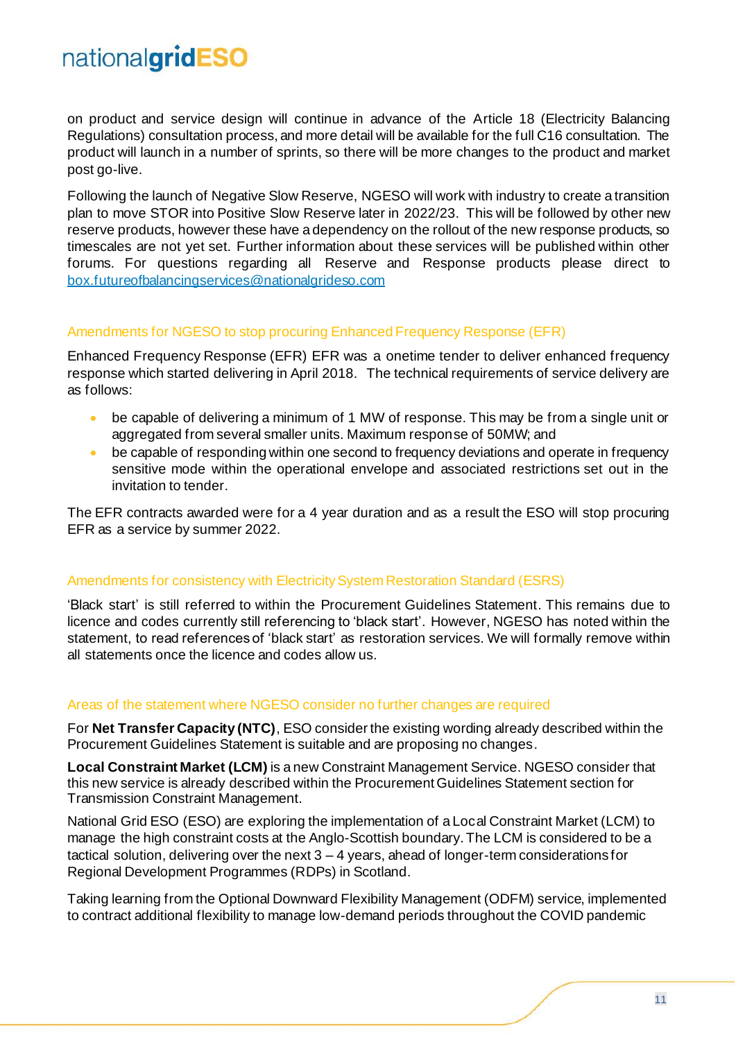on product and service design will continue in advance of the Article 18 (Electricity Balancing Regulations) consultation process, and more detail will be available for the full C16 consultation. The product will launch in a number of sprints, so there will be more changes to the product and market post go-live.

Following the launch of Negative Slow Reserve, NGESO will work with industry to create a transition plan to move STOR into Positive Slow Reserve later in 2022/23. This will be followed by other new reserve products, however these have a dependency on the rollout of the new response products, so timescales are not yet set. Further information about these services will be published within other forums. For questions regarding all Reserve and Response products please direct to box.futureofbalancingservices@nationalgrideso.com

### Amendments for NGESO to stop procuring Enhanced Frequency Response (EFR)

Enhanced Frequency Response (EFR) EFR was a onetime tender to deliver enhanced frequency response which started delivering in April 2018. The technical requirements of service delivery are as follows:

- be capable of delivering a minimum of 1 MW of response. This may be from a single unit or aggregated from several smaller units. Maximum response of 50MW; and
- be capable of responding within one second to frequency deviations and operate in frequency sensitive mode within the operational envelope and associated restrictions set out in the invitation to tender.

The EFR contracts awarded were for a 4 year duration and as a result the ESO will stop procuring EFR as a service by summer 2022.

### Amendments for consistency with Electricity System Restoration Standard (ESRS)

'Black start' is still referred to within the Procurement Guidelines Statement. This remains due to licence and codes currently still referencing to 'black start'. However, NGESO has noted within the statement, to read references of 'black start' as restoration services. We will formally remove within all statements once the licence and codes allow us.

### Areas of the statement where NGESO consider no further changes are required

For **Net Transfer Capacity (NTC)**, ESO consider the existing wording already described within the Procurement Guidelines Statement is suitable and are proposing no changes.

**Local Constraint Market (LCM)** is a new Constraint Management Service. NGESO consider that this new service is already described within the Procurement Guidelines Statement section for Transmission Constraint Management.

National Grid ESO (ESO) are exploring the implementation of a Local Constraint Market (LCM) to manage the high constraint costs at the Anglo-Scottish boundary. The LCM is considered to be a tactical solution, delivering over the next 3 – 4 years, ahead of longer-term considerations for Regional Development Programmes (RDPs) in Scotland.

Taking learning from the Optional Downward Flexibility Management (ODFM) service, implemented to contract additional flexibility to manage low-demand periods throughout the COVID pandemic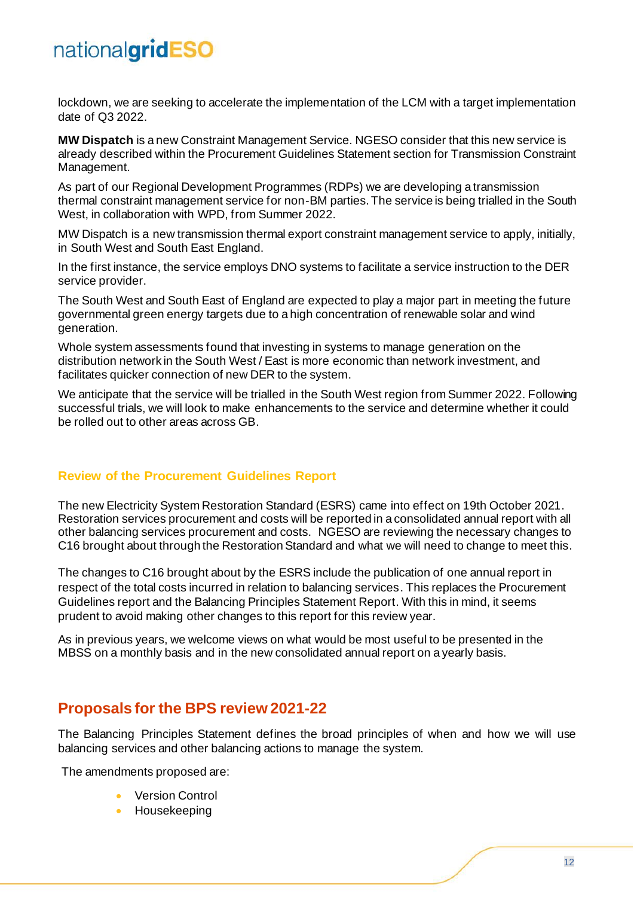lockdown, we are seeking to accelerate the implementation of the LCM with a target implementation date of Q3 2022.

**MW Dispatch** is a new Constraint Management Service. NGESO consider that this new service is already described within the Procurement Guidelines Statement section for Transmission Constraint Management.

As part of our Regional Development Programmes (RDPs) we are developing a transmission thermal constraint management service for non-BM parties. The service is being trialled in the South West, in collaboration with WPD, from Summer 2022.

MW Dispatch is a new transmission thermal export constraint management service to apply, initially, in South West and South East England.

In the first instance, the service employs DNO systems to facilitate a service instruction to the DER service provider.

The South West and South East of England are expected to play a major part in meeting the future governmental green energy targets due to a high concentration of renewable solar and wind generation.

Whole system assessments found that investing in systems to manage generation on the distribution network in the South West / East is more economic than network investment, and facilitates quicker connection of new DER to the system.

We anticipate that the service will be trialled in the South West region from Summer 2022. Following successful trials, we will look to make enhancements to the service and determine whether it could be rolled out to other areas across GB.

### Review of the Procurement Guidelines Report

The new Electricity System Restoration Standard (ESRS) came into effect on 19th October 2021. Restoration services procurement and costs will be reported in a consolidated annual report with all other balancing services procurement and costs. NGESO are reviewing the necessary changes to C16 brought about through the Restoration Standard and what we will need to change to meet this.

The changes to C16 brought about by the ESRS include the publication of one annual report in respect of the total costs incurred in relation to balancing services. This replaces the Procurement Guidelines report and the Balancing Principles Statement Report. With this in mind, it seems prudent to avoid making other changes to this report for this review year.

As in previous years, we welcome views on what would be most useful to be presented in the MBSS on a monthly basis and in the new consolidated annual report on a yearly basis.

## Proposals for the BPS review 2021-22

The Balancing Principles Statement defines the broad principles of when and how we will use balancing services and other balancing actions to manage the system.

The amendments proposed are:

- Version Control
- Housekeeping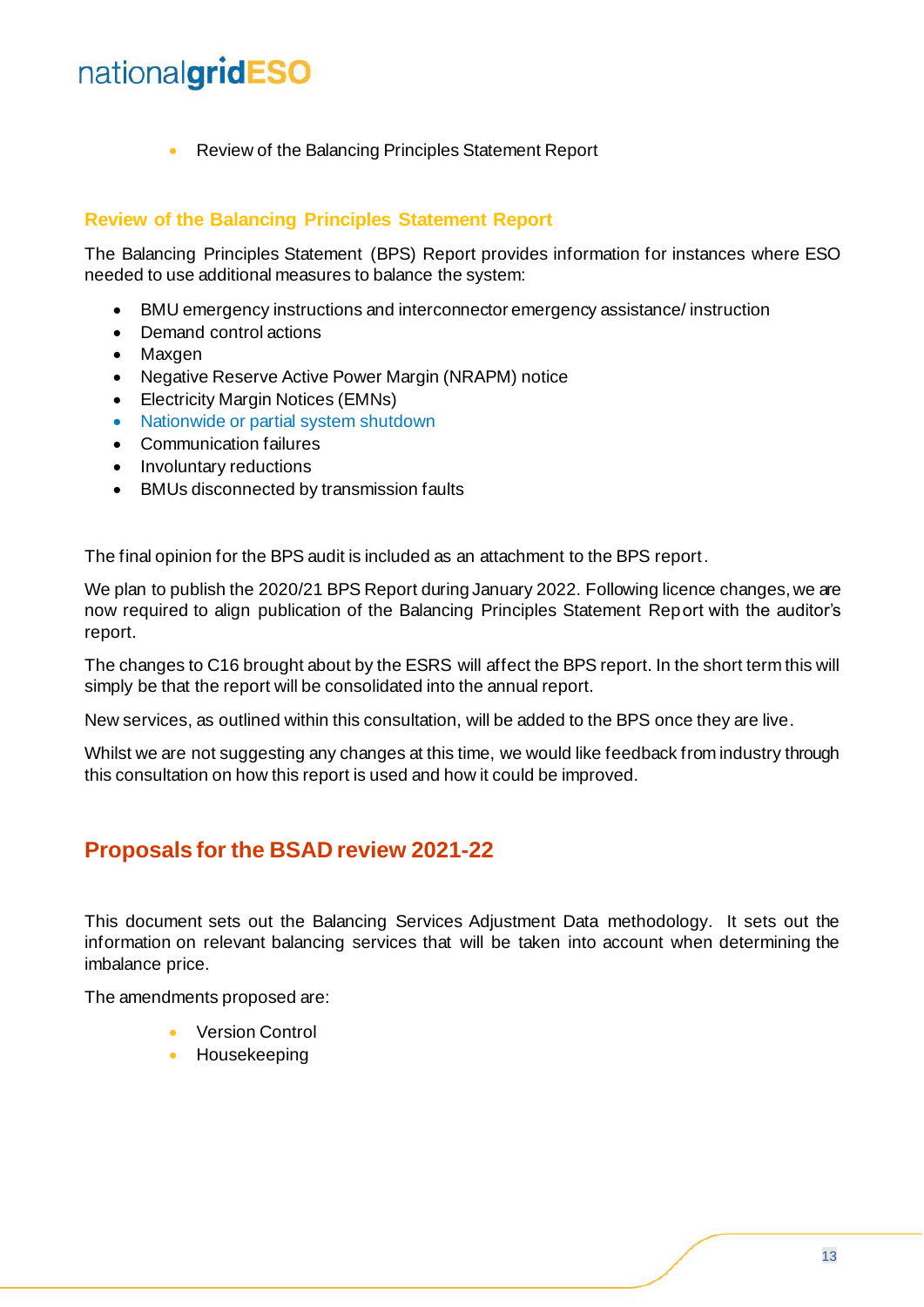- Review of the Balancing Principles Statement Report

### Review of the Balancing Principles Statement Report

The Balancing Principles Statement (BPS) Report provides information for instances where ESO needed to use additional measures to balance the system:

- BMU emergency instructions and interconnector emergency assistance/ instruction
- Demand control actions
- Maxgen
- Negative Reserve Active Power Margin (NRAPM) notice
- Electricity Margin Notices (EMNs)
- Nationwide or partial system shutdown
- Communication failures
- Involuntary reductions
- BMUs disconnected by transmission faults

The final opinion for the BPS audit is included as an attachment to the BPS report.

We plan to publish the 2020/21 BPS Report during January 2022. Following licence changes, we are now required to align publication of the Balancing Principles Statement Report with the auditor's report.

The changes to C16 brought about by the ESRS will affect the BPS report. In the short term this will simply be that the report will be consolidated into the annual report.

New services, as outlined within this consultation, will be added to the BPS once they are live.

Whilst we are not suggesting any changes at this time, we would like feedback from industry through this consultation on how this report is used and how it could be improved.

## Proposals for the BSAD review 2021-22

This document sets out the Balancing Services Adjustment Data methodology. It sets out the information on relevant balancing services that will be taken into account when determining the imbalance price.

The amendments proposed are:

- Version Control
- Housekeeping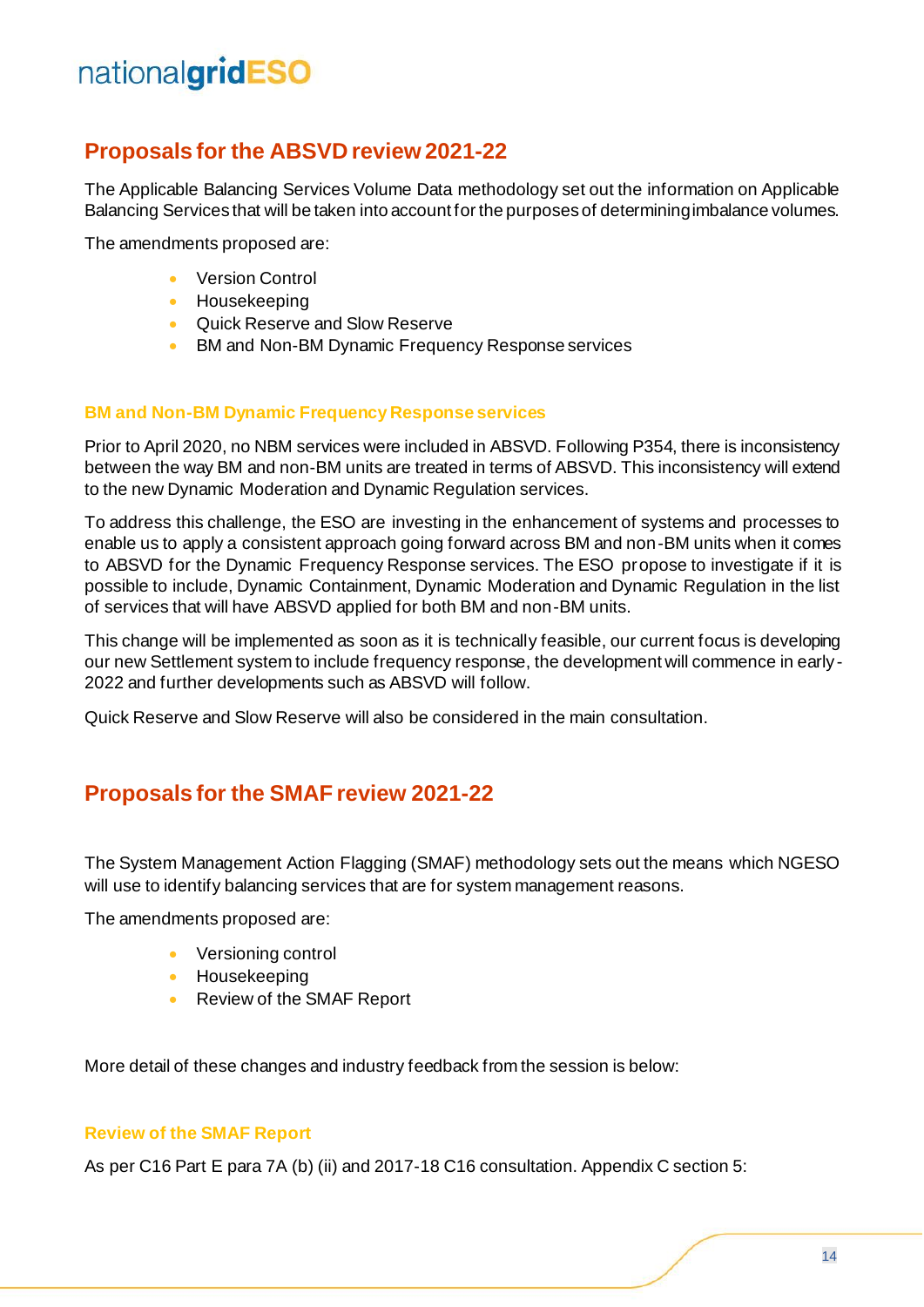## Proposals for the ABSVD review 2021-22

The Applicable Balancing Services Volume Data methodology set out the information on Applicable Balancing Services that will be taken into account for the purposes of determining imbalance volumes.

The amendments proposed are:

- Version Control
- Housekeeping
- Quick Reserve and Slow Reserve
- BM and Non-BM Dynamic Frequency Response services

### BM and Non-BM Dynamic Frequency Response services

Prior to April 2020, no NBM services were included in ABSVD. Following P354, there is inconsistency between the way BM and non-BM units are treated in terms of ABSVD. This inconsistency will extend to the new Dynamic Moderation and Dynamic Regulation services.

To address this challenge, the ESO are investing in the enhancement of systems and processes to enable us to apply a consistent approach going forward across BM and non-BM units when it comes to ABSVD for the Dynamic Frequency Response services. The ESO propose to investigate if it is possible to include, Dynamic Containment, Dynamic Moderation and Dynamic Regulation in the list of services that will have ABSVD applied for both BM and non-BM units.

This change will be implemented as soon as it is technically feasible, our current focus is developing our new Settlement system to include frequency response, the development will commence in early-2022 and further developments such as ABSVD will follow.

Quick Reserve and Slow Reserve will also be considered in the main consultation.

## Proposals for the SMAF review 2021-22

The System Management Action Flagging (SMAF) methodology sets out the means which NGESO will use to identify balancing services that are for system management reasons.

The amendments proposed are:

- Versioning control
- Housekeeping
- Review of the SMAF Report

More detail of these changes and industry feedback from the session is below:

### Review of the SMAF Report

As per C16 Part E para 7A (b) (ii) and 2017-18 C16 consultation. Appendix C section 5: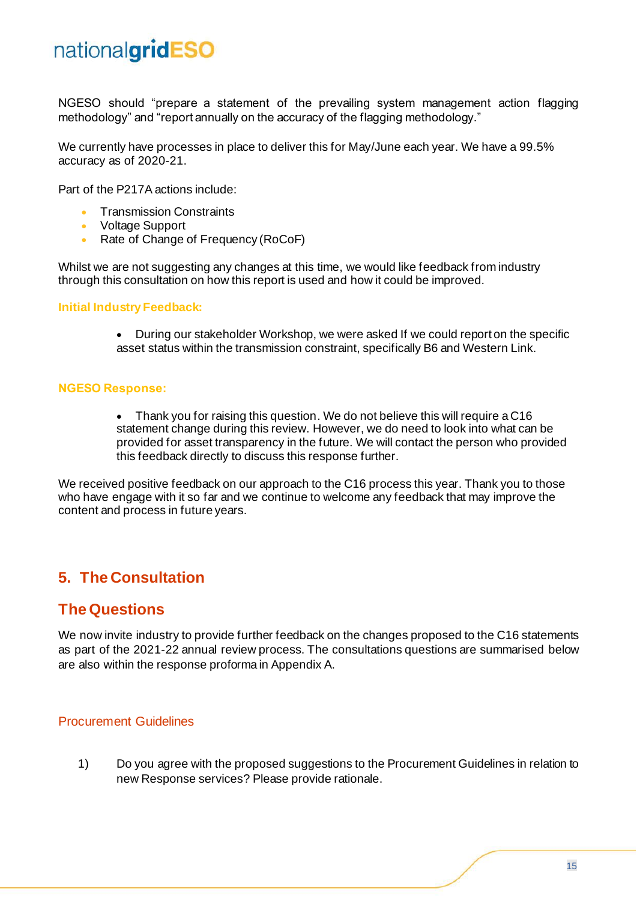NGESO should “prepare a statement of the prevailing system management action flagging methodology” and “report annually on the accuracy of the flagging methodology.”

We currently have processes in place to deliver this for May/June each year. We have a 99.5% accuracy as of 2020-21.

Part of the P217A actions include:

- Transmission Constraints
- Voltage Support
- Rate of Change of Frequency (RoCoF)

Whilst we are not suggesting any changes at this time, we would like feedback from industry through this consultation on how this report is used and how it could be improved.

**Initial Industry Feedback:**

- During our stakeholder Workshop, we were asked If we could report on the specific asset status within the transmission constraint, specifically B6 and Western Link.

**NGESO Response:**

- Thank you for raising this question. We do not believe this will require a C16 statement change during this review. However, we do need to look into what can be provided for asset transparency in the future. We will contact the person who provided this feedback directly to discuss this response further.

We received positive feedback on our approach to the C16 process this year. Thank you to those who have engage with it so far and we continue to welcome any feedback that may improve the content and process in future years.

# 5. The Consultation

## The Questions

We now invite industry to provide further feedback on the changes proposed to the C16 statements as part of the 2021-22 annual review process. The consultations questions are summarised below are also within the response proforma in Appendix A.

### Procurement Guidelines

1) Do you agree with the proposed suggestions to the Procurement Guidelines in relation to new Response services? Please provide rationale.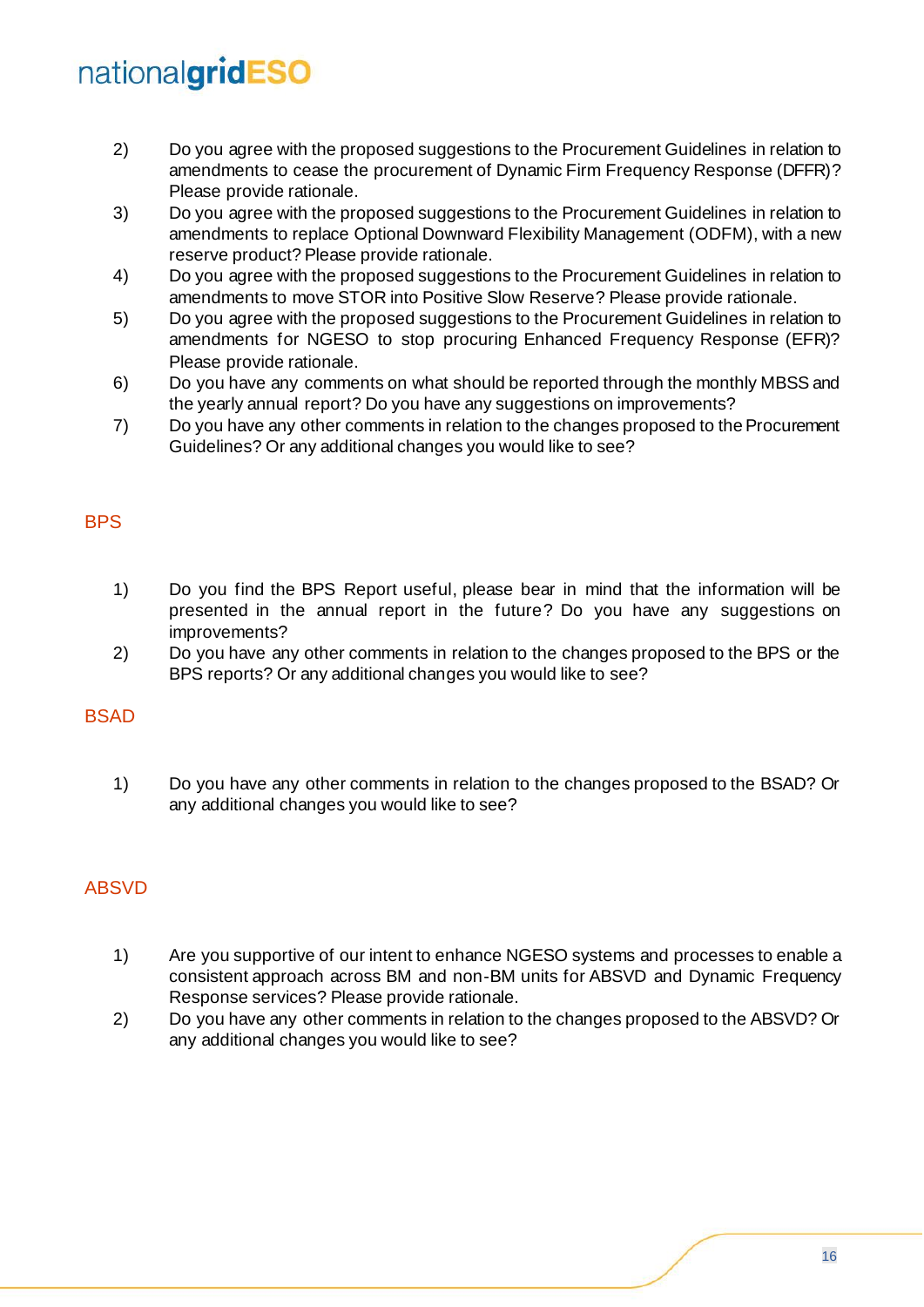2) Do you agree with the proposed suggestions to the Procurement Guidelines in relation to amendments to cease the procurement of Dynamic Firm Frequency Response (DFFR)? Please provide rationale.
3) Do you agree with the proposed suggestions to the Procurement Guidelines in relation to amendments to replace Optional Downward Flexibility Management (ODFM), with a new reserve product? Please provide rationale.
4) Do you agree with the proposed suggestions to the Procurement Guidelines in relation to amendments to move STOR into Positive Slow Reserve? Please provide rationale.
5) Do you agree with the proposed suggestions to the Procurement Guidelines in relation to amendments for NGESO to stop procuring Enhanced Frequency Response (EFR)? Please provide rationale.
6) Do you have any comments on what should be reported through the monthly MBSS and the yearly annual report? Do you have any suggestions on improvements?
7) Do you have any other comments in relation to the changes proposed to the Procurement Guidelines? Or any additional changes you would like to see?

## BPS

1) Do you find the BPS Report useful, please bear in mind that the information will be presented in the annual report in the future? Do you have any suggestions on improvements?
2) Do you have any other comments in relation to the changes proposed to the BPS or the BPS reports? Or any additional changes you would like to see?

## BSAD

1) Do you have any other comments in relation to the changes proposed to the BSAD? Or any additional changes you would like to see?

## ABSVD

1) Are you supportive of our intent to enhance NGESO systems and processes to enable a consistent approach across BM and non-BM units for ABSVD and Dynamic Frequency Response services? Please provide rationale.
2) Do you have any other comments in relation to the changes proposed to the ABSVD? Or any additional changes you would like to see?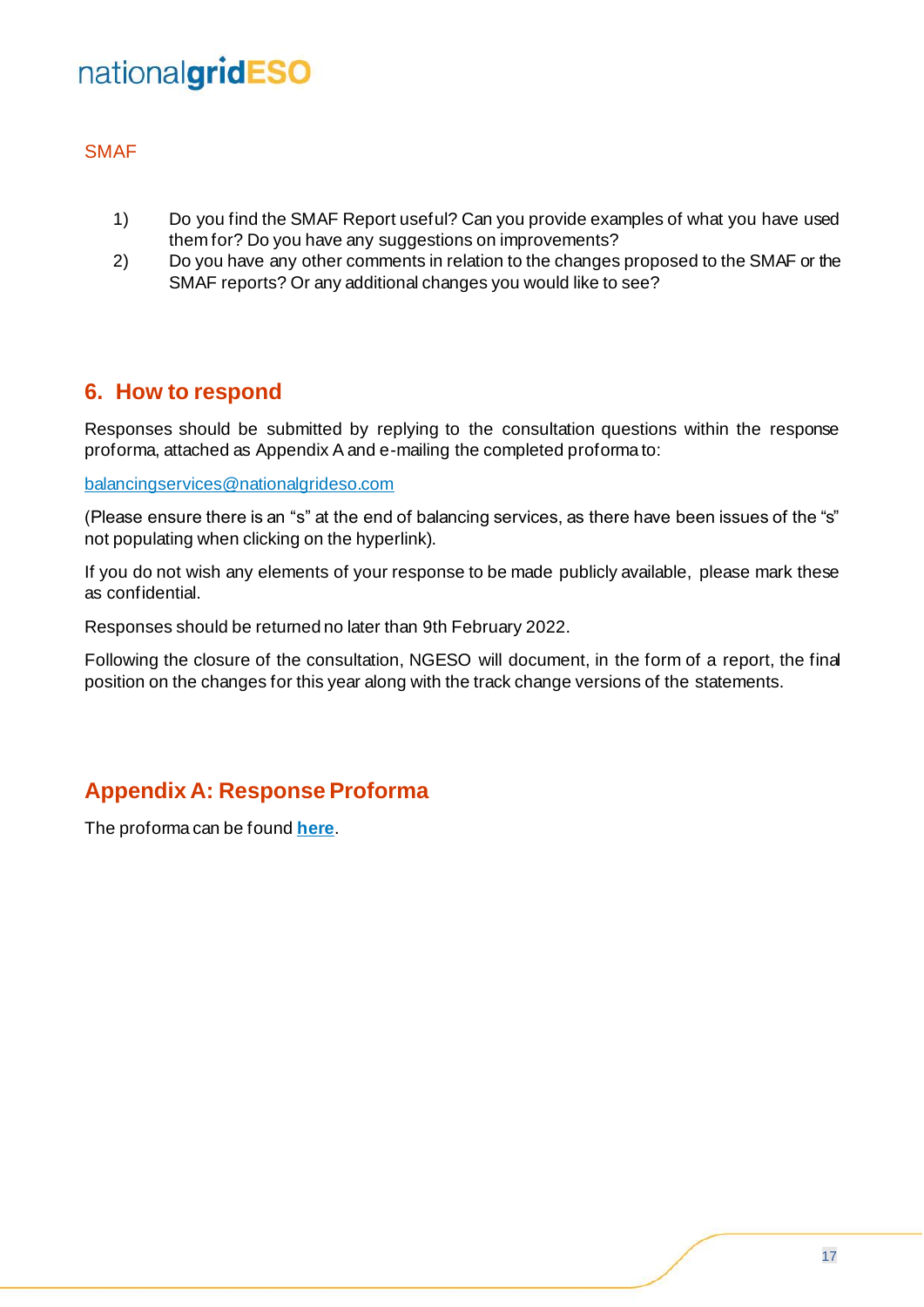SMAF

1) Do you find the SMAF Report useful? Can you provide examples of what you have used them for? Do you have any suggestions on improvements?
2) Do you have any other comments in relation to the changes proposed to the SMAF or the SMAF reports? Or any additional changes you would like to see?

## 6. How to respond

Responses should be submitted by replying to the consultation questions within the response proforma, attached as Appendix A and e-mailing the completed proforma to:

balancingservices@nationalgrideso.com

(Please ensure there is an "s" at the end of balancing services, as there have been issues of the "s" not populating when clicking on the hyperlink).

If you do not wish any elements of your response to be made publicly available, please mark these as confidential.

Responses should be returned no later than 9th February 2022.

Following the closure of the consultation, NGESO will document, in the form of a report, the final position on the changes for this year along with the track change versions of the statements.

## Appendix A: Response Proforma

The proforma can be found **here**.